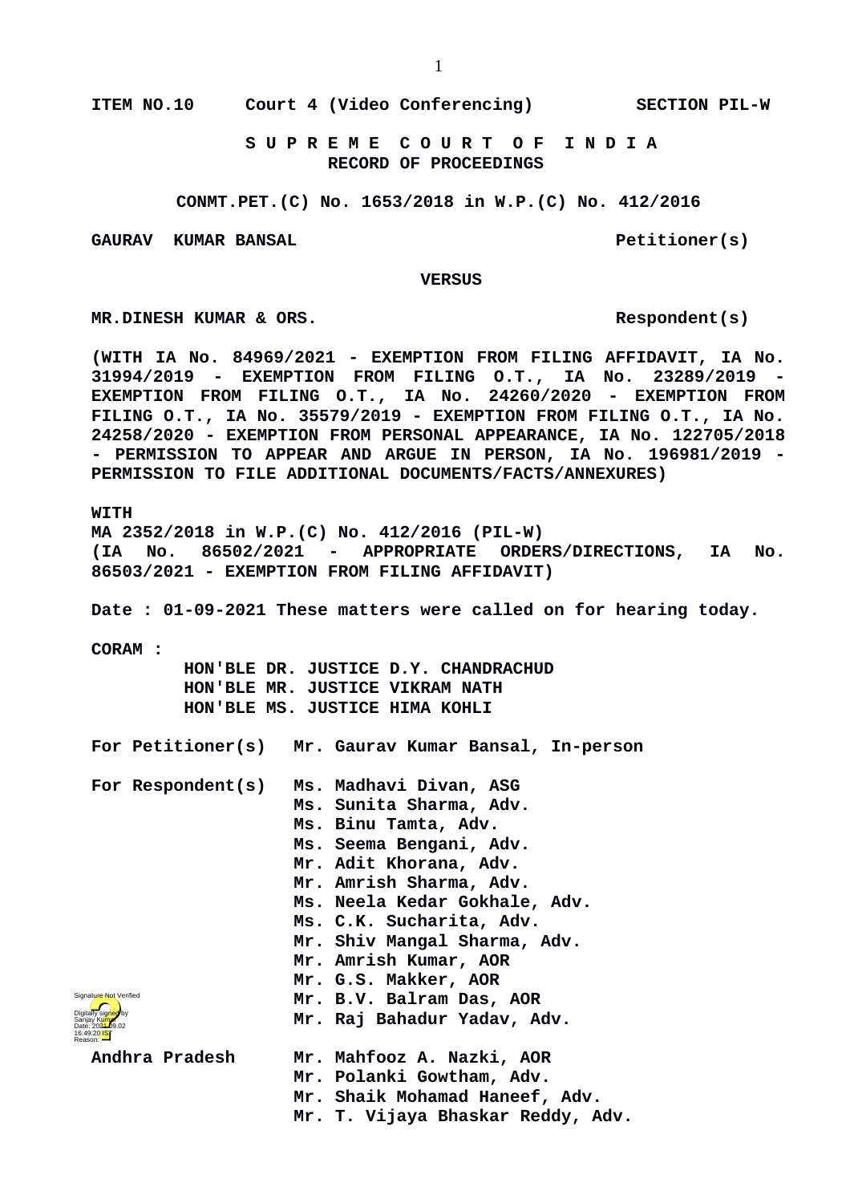**ITEM NO.10 Court 4 (Video Conferencing) SECTION PIL-W**

**S U P R E M E C O U R T O F I N D I A**
**RECORD OF PROCEEDINGS**

**CONMT.PET.(C) No. 1653/2018 in W.P.(C) No. 412/2016**

**GAURAV KUMAR BANSAL Petitioner(s)**

**VERSUS**

**MR.DINESH KUMAR & ORS. Respondent(s)**

**(WITH IA No. 84969/2021 - EXEMPTION FROM FILING AFFIDAVIT, IA No. 31994/2019 - EXEMPTION FROM FILING O.T., IA No. 23289/2019 - EXEMPTION FROM FILING O.T., IA No. 24260/2020 - EXEMPTION FROM FILING O.T., IA No. 35579/2019 - EXEMPTION FROM FILING O.T., IA No. 24258/2020 - EXEMPTION FROM PERSONAL APPEARANCE, IA No. 122705/2018 - PERMISSION TO APPEAR AND ARGUE IN PERSON, IA No. 196981/2019 - PERMISSION TO FILE ADDITIONAL DOCUMENTS/FACTS/ANNEXURES)**

**WITH**
**MA 2352/2018 in W.P.(C) No. 412/2016 (PIL-W)**
**(IA No. 86502/2021 - APPROPRIATE ORDERS/DIRECTIONS, IA No. 86503/2021 - EXEMPTION FROM FILING AFFIDAVIT)**

**Date : 01-09-2021 These matters were called on for hearing today.**

**CORAM :**
**HON'BLE DR. JUSTICE D.Y. CHANDRACHUD**
**HON'BLE MR. JUSTICE VIKRAM NATH**
**HON'BLE MS. JUSTICE HIMA KOHLI**

**For Petitioner(s)** **Mr. Gaurav Kumar Bansal, In-person**

**For Respondent(s)** **Ms. Madhavi Divan, ASG**
**Ms. Sunita Sharma, Adv.**
**Ms. Binu Tamta, Adv.**
**Ms. Seema Bengani, Adv.**
**Mr. Adit Khorana, Adv.**
**Mr. Amrish Sharma, Adv.**
**Ms. Neela Kedar Gokhale, Adv.**
**Ms. C.K. Sucharita, Adv.**
**Mr. Shiv Mangal Sharma, Adv.**
**Mr. Amrish Kumar, AOR**
**Mr. G.S. Makker, AOR**
**Mr. B.V. Balram Das, AOR**
**Mr. Raj Bahadur Yadav, Adv.**

**Andhra Pradesh** **Mr. Mahfooz A. Nazki, AOR**
**Mr. Polanki Gowtham, Adv.**
**Mr. Shaik Mohamad Haneef, Adv.**
**Mr. T. Vijaya Bhaskar Reddy, Adv.**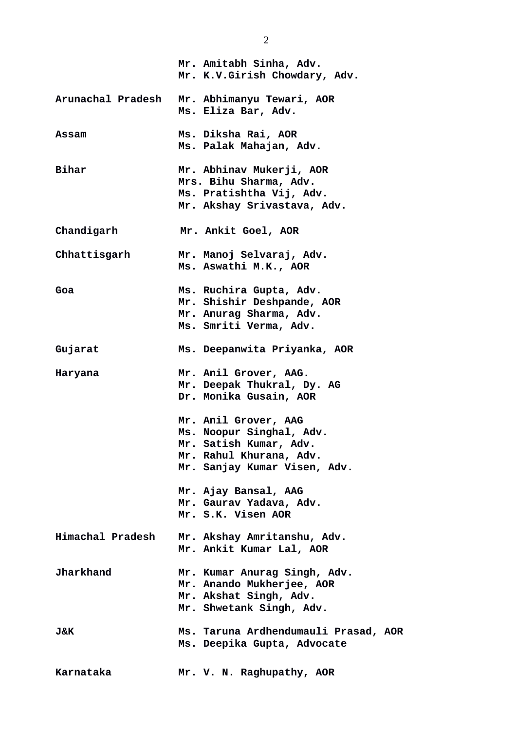| | |
|---|---|
| | **Mr. Amitabh Sinha, Adv.**<br>**Mr. K.V.Girish Chowdary, Adv.** |
| **Arunachal Pradesh** | **Mr. Abhimanyu Tewari, AOR**<br>**Ms. Eliza Bar, Adv.** |
| **Assam** | **Ms. Diksha Rai, AOR**<br>**Ms. Palak Mahajan, Adv.** |
| **Bihar** | **Mr. Abhinav Mukerji, AOR**<br>**Mrs. Bihu Sharma, Adv.**<br>**Ms. Pratishtha Vij, Adv.**<br>**Mr. Akshay Srivastava, Adv.** |
| **Chandigarh** | **Mr. Ankit Goel, AOR** |
| **Chhattisgarh** | **Mr. Manoj Selvaraj, Adv.**<br>**Ms. Aswathi M.K., AOR** |
| **Goa** | **Ms. Ruchira Gupta, Adv.**<br>**Mr. Shishir Deshpande, AOR**<br>**Mr. Anurag Sharma, Adv.**<br>**Ms. Smriti Verma, Adv.** |
| **Gujarat** | **Ms. Deepanwita Priyanka, AOR** |
| **Haryana** | **Mr. Anil Grover, AAG.**<br>**Mr. Deepak Thukral, Dy. AG**<br>**Dr. Monika Gusain, AOR** |
| | **Mr. Anil Grover, AAG**<br>**Ms. Noopur Singhal, Adv.**<br>**Mr. Satish Kumar, Adv.**<br>**Mr. Rahul Khurana, Adv.**<br>**Mr. Sanjay Kumar Visen, Adv.** |
| | **Mr. Ajay Bansal, AAG**<br>**Mr. Gaurav Yadava, Adv.**<br>**Mr. S.K. Visen AOR** |
| **Himachal Pradesh** | **Mr. Akshay Amritanshu, Adv.**<br>**Mr. Ankit Kumar Lal, AOR** |
| **Jharkhand** | **Mr. Kumar Anurag Singh, Adv.**<br>**Mr. Anando Mukherjee, AOR**<br>**Mr. Akshat Singh, Adv.**<br>**Mr. Shwetank Singh, Adv.** |
| **J&K** | **Ms. Taruna Ardhendumauli Prasad, AOR**<br>**Ms. Deepika Gupta, Advocate** |
| **Karnataka** | **Mr. V. N. Raghupathy, AOR** |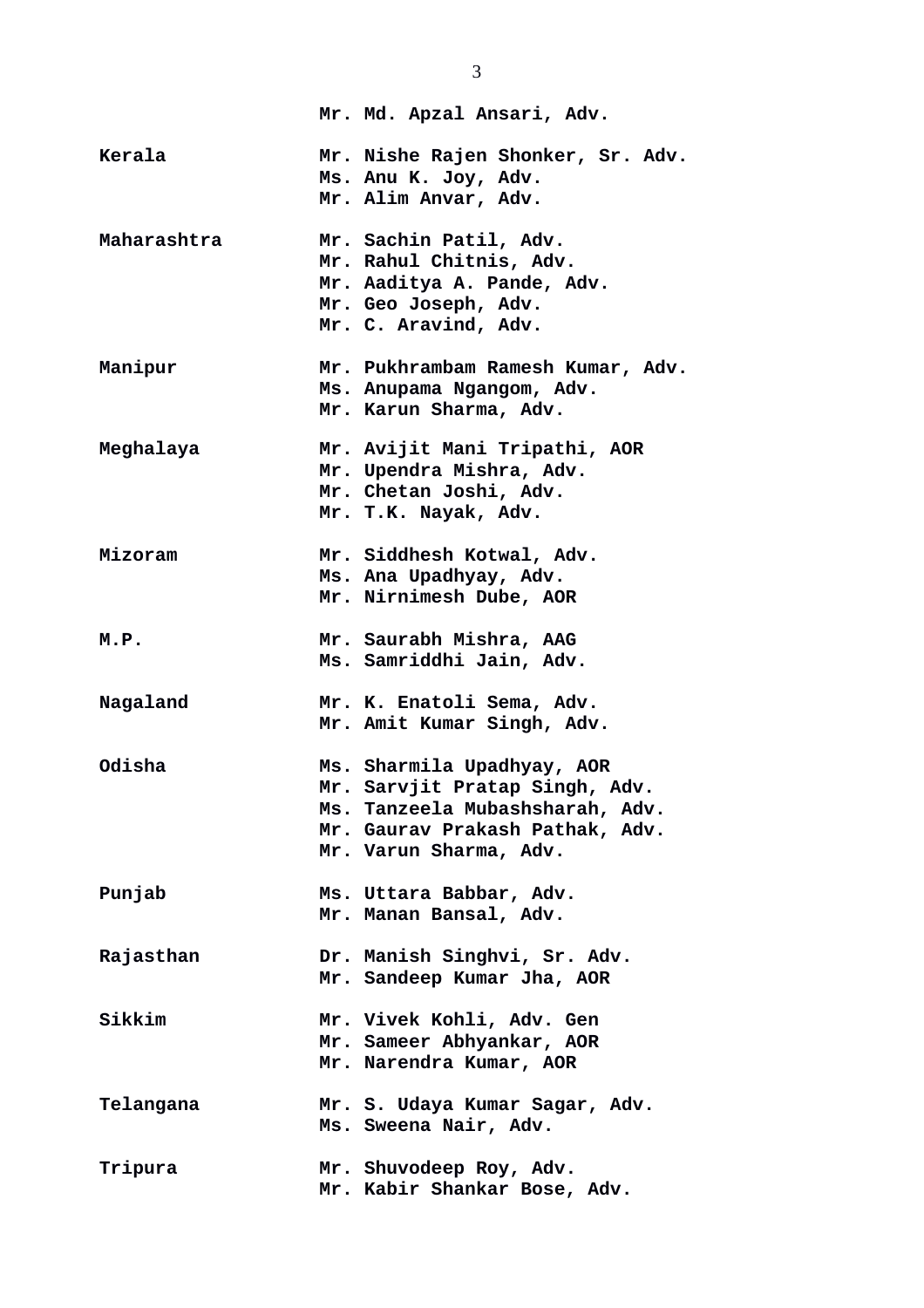Mr. Md. Apzal Ansari, Adv.

| | |
|---|---|
| **Kerala** | **Mr. Nishe Rajen Shonker, Sr. Adv.**<br>**Ms. Anu K. Joy, Adv.**<br>**Mr. Alim Anvar, Adv.** |
| **Maharashtra** | **Mr. Sachin Patil, Adv.**<br>**Mr. Rahul Chitnis, Adv.**<br>**Mr. Aaditya A. Pande, Adv.**<br>**Mr. Geo Joseph, Adv.**<br>**Mr. C. Aravind, Adv.** |
| **Manipur** | **Mr. Pukhrambam Ramesh Kumar, Adv.**<br>**Ms. Anupama Ngangom, Adv.**<br>**Mr. Karun Sharma, Adv.** |
| **Meghalaya** | **Mr. Avijit Mani Tripathi, AOR**<br>**Mr. Upendra Mishra, Adv.**<br>**Mr. Chetan Joshi, Adv.**<br>**Mr. T.K. Nayak, Adv.** |
| **Mizoram** | **Mr. Siddhesh Kotwal, Adv.**<br>**Ms. Ana Upadhyay, Adv.**<br>**Mr. Nirnimesh Dube, AOR** |
| **M.P.** | **Mr. Saurabh Mishra, AAG**<br>**Ms. Samriddhi Jain, Adv.** |
| **Nagaland** | **Mr. K. Enatoli Sema, Adv.**<br>**Mr. Amit Kumar Singh, Adv.** |
| **Odisha** | **Ms. Sharmila Upadhyay, AOR**<br>**Mr. Sarvjit Pratap Singh, Adv.**<br>**Ms. Tanzeela Mubashsharah, Adv.**<br>**Mr. Gaurav Prakash Pathak, Adv.**<br>**Mr. Varun Sharma, Adv.** |
| **Punjab** | **Ms. Uttara Babbar, Adv.**<br>**Mr. Manan Bansal, Adv.** |
| **Rajasthan** | **Dr. Manish Singhvi, Sr. Adv.**<br>**Mr. Sandeep Kumar Jha, AOR** |
| **Sikkim** | **Mr. Vivek Kohli, Adv. Gen**<br>**Mr. Sameer Abhyankar, AOR**<br>**Mr. Narendra Kumar, AOR** |
| **Telangana** | **Mr. S. Udaya Kumar Sagar, Adv.**<br>**Ms. Sweena Nair, Adv.** |
| **Tripura** | **Mr. Shuvodeep Roy, Adv.**<br>**Mr. Kabir Shankar Bose, Adv.** |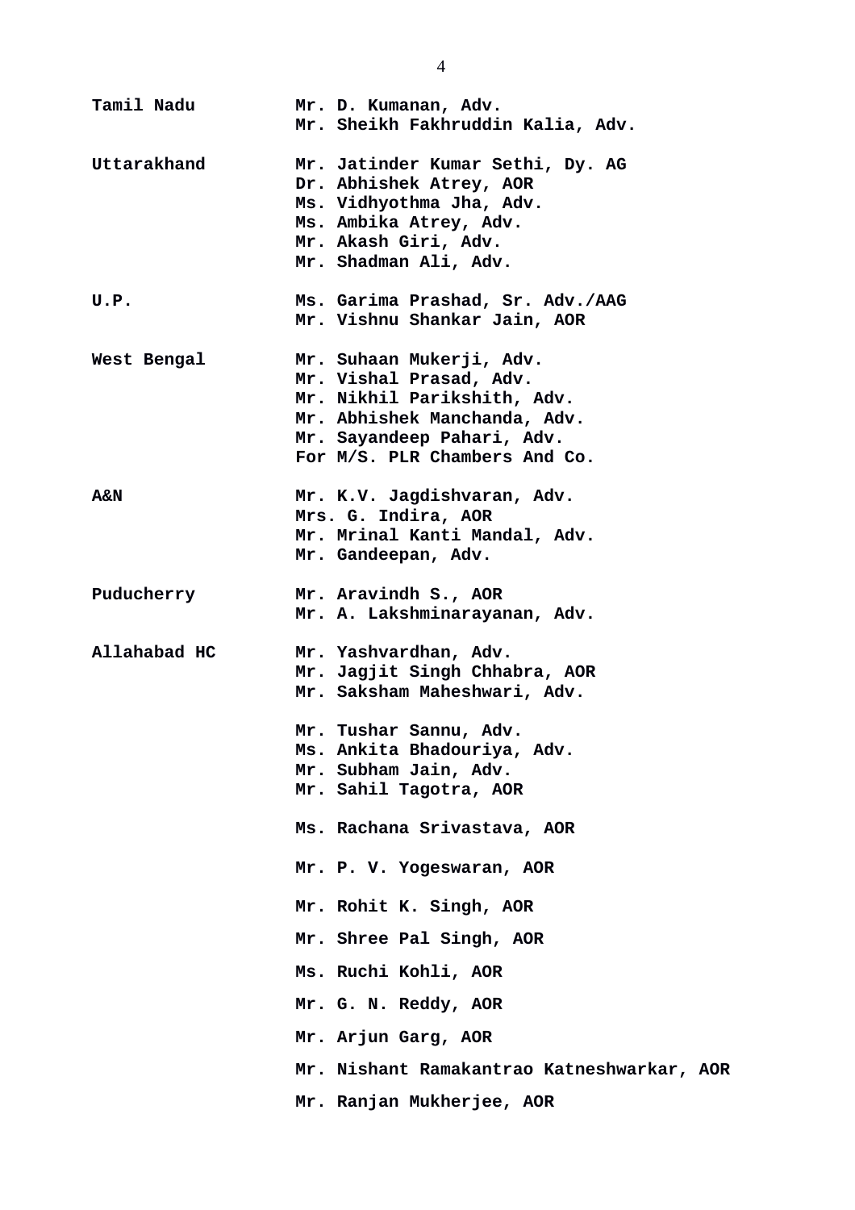| | |
|---|---|
| **Tamil Nadu** | **Mr. D. Kumanan, Adv.**<br>**Mr. Sheikh Fakhruddin Kalia, Adv.** |
| **Uttarakhand** | **Mr. Jatinder Kumar Sethi, Dy. AG**<br>**Dr. Abhishek Atrey, AOR**<br>**Ms. Vidhyothma Jha, Adv.**<br>**Ms. Ambika Atrey, Adv.**<br>**Mr. Akash Giri, Adv.**<br>**Mr. Shadman Ali, Adv.** |
| **U.P.** | **Ms. Garima Prashad, Sr. Adv./AAG**<br>**Mr. Vishnu Shankar Jain, AOR** |
| **West Bengal** | **Mr. Suhaan Mukerji, Adv.**<br>**Mr. Vishal Prasad, Adv.**<br>**Mr. Nikhil Parikshith, Adv.**<br>**Mr. Abhishek Manchanda, Adv.**<br>**Mr. Sayandeep Pahari, Adv.**<br>**For M/S. PLR Chambers And Co.** |
| **A&N** | **Mr. K.V. Jagdishvaran, Adv.**<br>**Mrs. G. Indira, AOR**<br>**Mr. Mrinal Kanti Mandal, Adv.**<br>**Mr. Gandeepan, Adv.** |
| **Puducherry** | **Mr. Aravindh S., AOR**<br>**Mr. A. Lakshminarayanan, Adv.** |
| **Allahabad HC** | **Mr. Yashvardhan, Adv.**<br>**Mr. Jagjit Singh Chhabra, AOR**<br>**Mr. Saksham Maheshwari, Adv.** |
| | **Mr. Tushar Sannu, Adv.**<br>**Ms. Ankita Bhadouriya, Adv.**<br>**Mr. Subham Jain, Adv.**<br>**Mr. Sahil Tagotra, AOR** |
| | **Ms. Rachana Srivastava, AOR** |
| | **Mr. P. V. Yogeswaran, AOR** |
| | **Mr. Rohit K. Singh, AOR** |
| | **Mr. Shree Pal Singh, AOR** |
| | **Ms. Ruchi Kohli, AOR** |
| | **Mr. G. N. Reddy, AOR** |
| | **Mr. Arjun Garg, AOR** |
| | **Mr. Nishant Ramakantrao Katneshwarkar, AOR** |
| | **Mr. Ranjan Mukherjee, AOR** |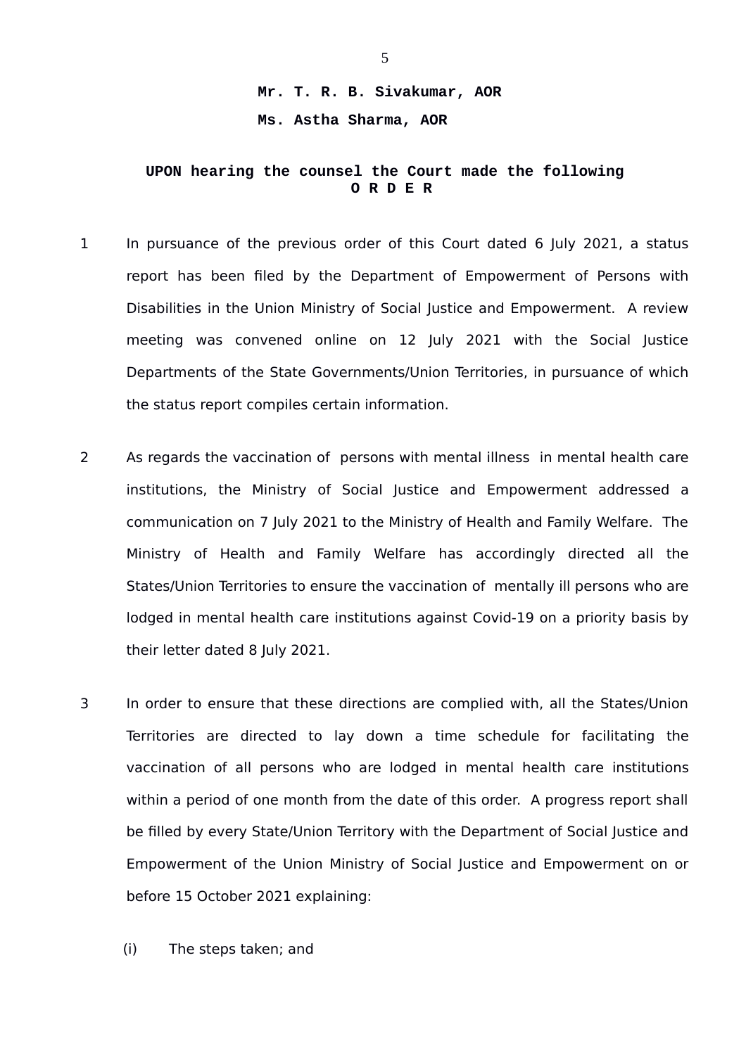**Mr. T. R. B. Sivakumar, AOR**

**Ms. Astha Sharma, AOR**

**UPON hearing the counsel the Court made the following**
**O R D E R**

1 In pursuance of the previous order of this Court dated 6 July 2021, a status report has been filed by the Department of Empowerment of Persons with Disabilities in the Union Ministry of Social Justice and Empowerment. A review meeting was convened online on 12 July 2021 with the Social Justice Departments of the State Governments/Union Territories, in pursuance of which the status report compiles certain information.

2 As regards the vaccination of persons with mental illness in mental health care institutions, the Ministry of Social Justice and Empowerment addressed a communication on 7 July 2021 to the Ministry of Health and Family Welfare. The Ministry of Health and Family Welfare has accordingly directed all the States/Union Territories to ensure the vaccination of mentally ill persons who are lodged in mental health care institutions against Covid-19 on a priority basis by their letter dated 8 July 2021.

3 In order to ensure that these directions are complied with, all the States/Union Territories are directed to lay down a time schedule for facilitating the vaccination of all persons who are lodged in mental health care institutions within a period of one month from the date of this order. A progress report shall be filled by every State/Union Territory with the Department of Social Justice and Empowerment of the Union Ministry of Social Justice and Empowerment on or before 15 October 2021 explaining:

(i) The steps taken; and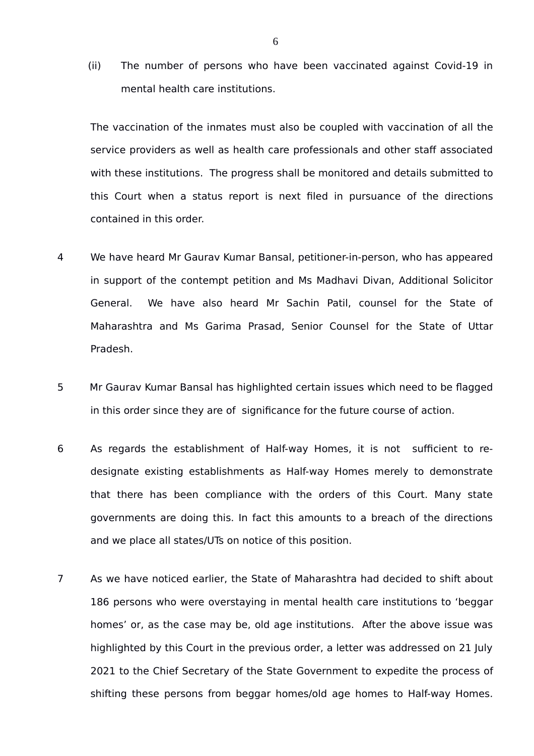(ii) The number of persons who have been vaccinated against Covid-19 in mental health care institutions.

The vaccination of the inmates must also be coupled with vaccination of all the service providers as well as health care professionals and other staff associated with these institutions. The progress shall be monitored and details submitted to this Court when a status report is next filed in pursuance of the directions contained in this order.

4 We have heard Mr Gaurav Kumar Bansal, petitioner-in-person, who has appeared in support of the contempt petition and Ms Madhavi Divan, Additional Solicitor General. We have also heard Mr Sachin Patil, counsel for the State of Maharashtra and Ms Garima Prasad, Senior Counsel for the State of Uttar Pradesh.

5 Mr Gaurav Kumar Bansal has highlighted certain issues which need to be flagged in this order since they are of significance for the future course of action.

6 As regards the establishment of Half-way Homes, it is not sufficient to re-designate existing establishments as Half-way Homes merely to demonstrate that there has been compliance with the orders of this Court. Many state governments are doing this. In fact this amounts to a breach of the directions and we place all states/UTs on notice of this position.

7 As we have noticed earlier, the State of Maharashtra had decided to shift about 186 persons who were overstaying in mental health care institutions to 'beggar homes' or, as the case may be, old age institutions. After the above issue was highlighted by this Court in the previous order, a letter was addressed on 21 July 2021 to the Chief Secretary of the State Government to expedite the process of shifting these persons from beggar homes/old age homes to Half-way Homes.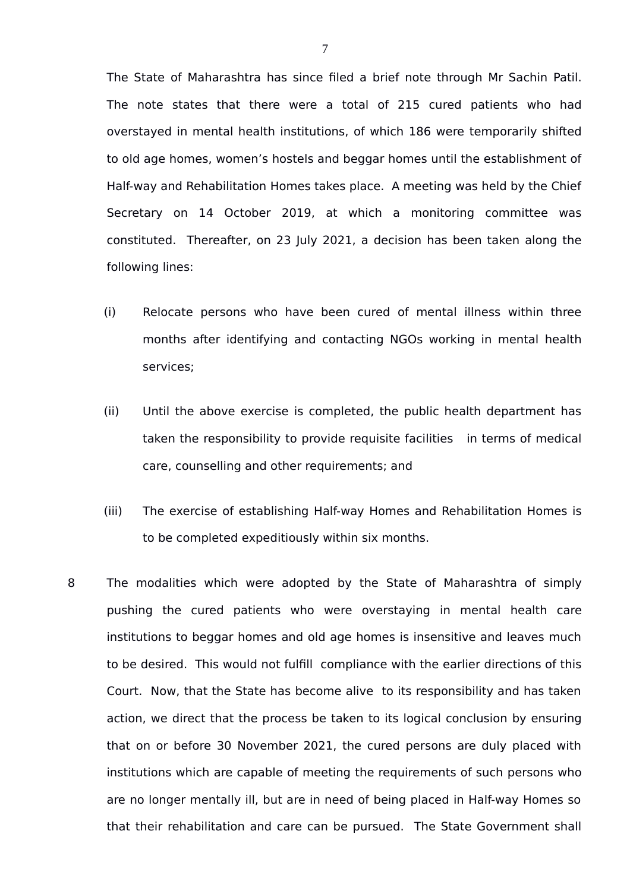The State of Maharashtra has since filed a brief note through Mr Sachin Patil. The note states that there were a total of 215 cured patients who had overstayed in mental health institutions, of which 186 were temporarily shifted to old age homes, women's hostels and beggar homes until the establishment of Half-way and Rehabilitation Homes takes place. A meeting was held by the Chief Secretary on 14 October 2019, at which a monitoring committee was constituted. Thereafter, on 23 July 2021, a decision has been taken along the following lines:

(i) Relocate persons who have been cured of mental illness within three months after identifying and contacting NGOs working in mental health services;

(ii) Until the above exercise is completed, the public health department has taken the responsibility to provide requisite facilities in terms of medical care, counselling and other requirements; and

(iii) The exercise of establishing Half-way Homes and Rehabilitation Homes is to be completed expeditiously within six months.

8 The modalities which were adopted by the State of Maharashtra of simply pushing the cured patients who were overstaying in mental health care institutions to beggar homes and old age homes is insensitive and leaves much to be desired. This would not fulfill compliance with the earlier directions of this Court. Now, that the State has become alive to its responsibility and has taken action, we direct that the process be taken to its logical conclusion by ensuring that on or before 30 November 2021, the cured persons are duly placed with institutions which are capable of meeting the requirements of such persons who are no longer mentally ill, but are in need of being placed in Half-way Homes so that their rehabilitation and care can be pursued. The State Government shall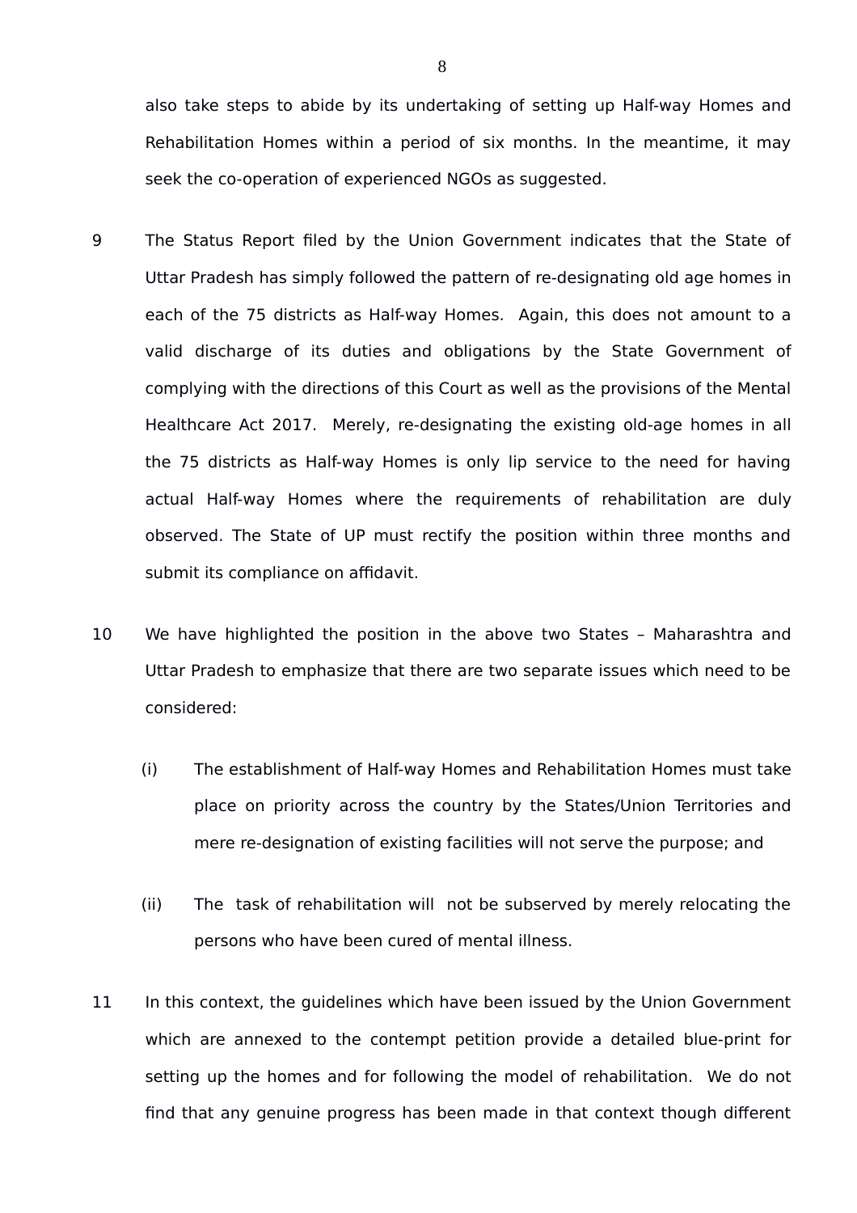also take steps to abide by its undertaking of setting up Half-way Homes and Rehabilitation Homes within a period of six months. In the meantime, it may seek the co-operation of experienced NGOs as suggested.

9 The Status Report filed by the Union Government indicates that the State of Uttar Pradesh has simply followed the pattern of re-designating old age homes in each of the 75 districts as Half-way Homes. Again, this does not amount to a valid discharge of its duties and obligations by the State Government of complying with the directions of this Court as well as the provisions of the Mental Healthcare Act 2017. Merely, re-designating the existing old-age homes in all the 75 districts as Half-way Homes is only lip service to the need for having actual Half-way Homes where the requirements of rehabilitation are duly observed. The State of UP must rectify the position within three months and submit its compliance on affidavit.

10 We have highlighted the position in the above two States – Maharashtra and Uttar Pradesh to emphasize that there are two separate issues which need to be considered:

(i) The establishment of Half-way Homes and Rehabilitation Homes must take place on priority across the country by the States/Union Territories and mere re-designation of existing facilities will not serve the purpose; and

(ii) The task of rehabilitation will not be subserved by merely relocating the persons who have been cured of mental illness.

11 In this context, the guidelines which have been issued by the Union Government which are annexed to the contempt petition provide a detailed blue-print for setting up the homes and for following the model of rehabilitation. We do not find that any genuine progress has been made in that context though different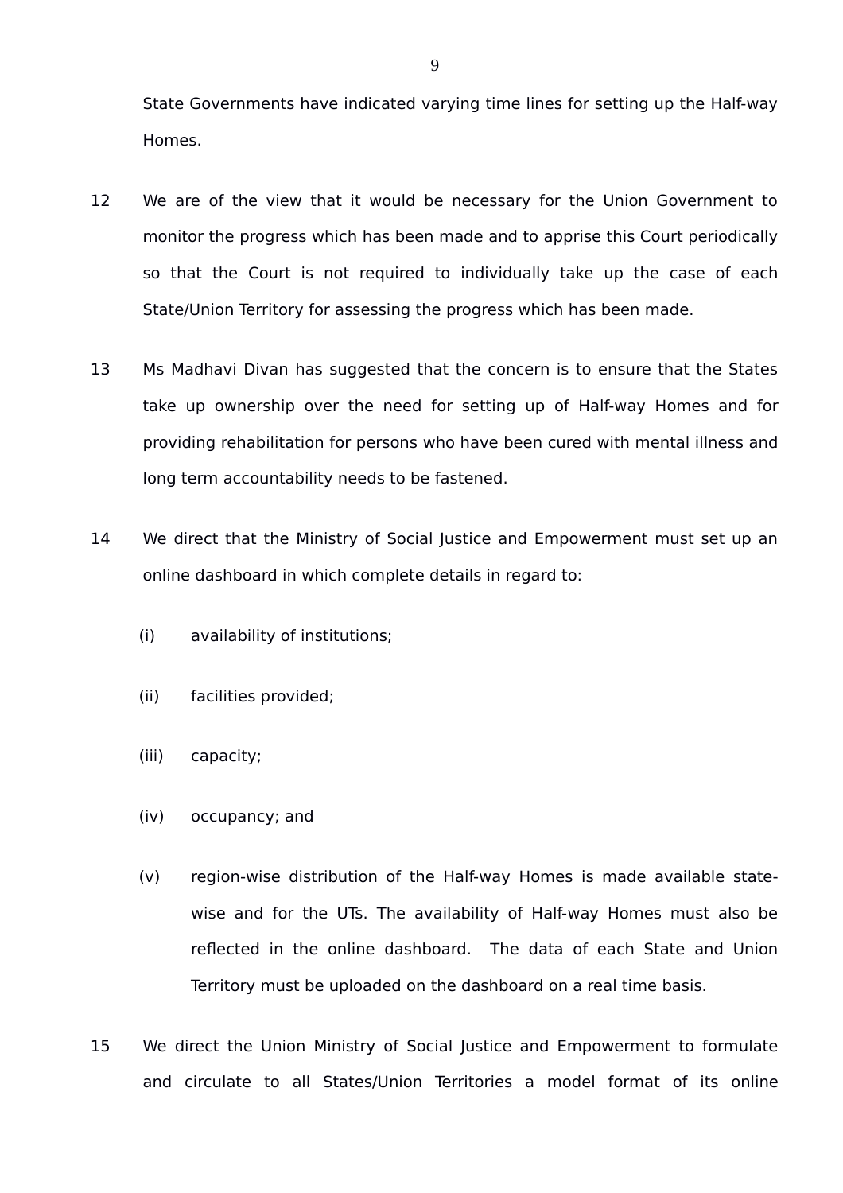State Governments have indicated varying time lines for setting up the Half-way Homes.

12 We are of the view that it would be necessary for the Union Government to monitor the progress which has been made and to apprise this Court periodically so that the Court is not required to individually take up the case of each State/Union Territory for assessing the progress which has been made.

13 Ms Madhavi Divan has suggested that the concern is to ensure that the States take up ownership over the need for setting up of Half-way Homes and for providing rehabilitation for persons who have been cured with mental illness and long term accountability needs to be fastened.

14 We direct that the Ministry of Social Justice and Empowerment must set up an online dashboard in which complete details in regard to:

(i) availability of institutions;

(ii) facilities provided;

(iii) capacity;

(iv) occupancy; and

(v) region-wise distribution of the Half-way Homes is made available state-wise and for the UTs. The availability of Half-way Homes must also be reflected in the online dashboard. The data of each State and Union Territory must be uploaded on the dashboard on a real time basis.

15 We direct the Union Ministry of Social Justice and Empowerment to formulate and circulate to all States/Union Territories a model format of its online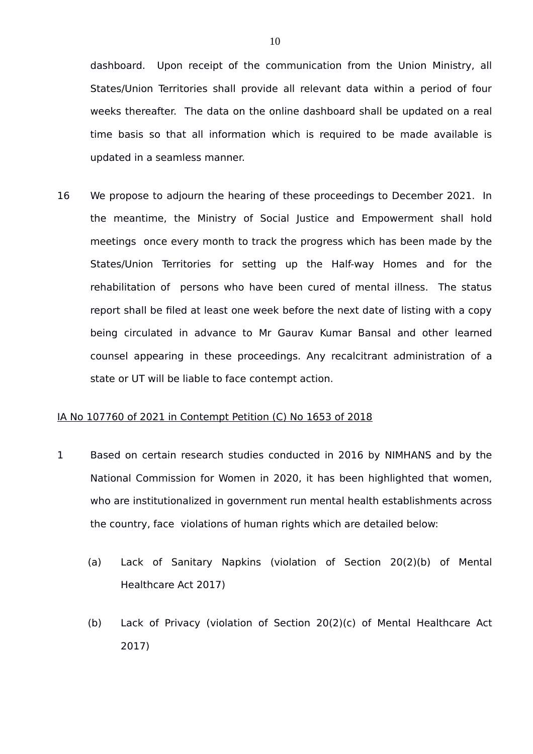dashboard. Upon receipt of the communication from the Union Ministry, all States/Union Territories shall provide all relevant data within a period of four weeks thereafter. The data on the online dashboard shall be updated on a real time basis so that all information which is required to be made available is updated in a seamless manner.

16 We propose to adjourn the hearing of these proceedings to December 2021. In the meantime, the Ministry of Social Justice and Empowerment shall hold meetings once every month to track the progress which has been made by the States/Union Territories for setting up the Half-way Homes and for the rehabilitation of persons who have been cured of mental illness. The status report shall be filed at least one week before the next date of listing with a copy being circulated in advance to Mr Gaurav Kumar Bansal and other learned counsel appearing in these proceedings. Any recalcitrant administration of a state or UT will be liable to face contempt action.

<u>IA No 107760 of 2021 in Contempt Petition (C) No 1653 of 2018</u>

1 Based on certain research studies conducted in 2016 by NIMHANS and by the National Commission for Women in 2020, it has been highlighted that women, who are institutionalized in government run mental health establishments across the country, face violations of human rights which are detailed below:

(a) Lack of Sanitary Napkins (violation of Section 20(2)(b) of Mental Healthcare Act 2017)

(b) Lack of Privacy (violation of Section 20(2)(c) of Mental Healthcare Act 2017)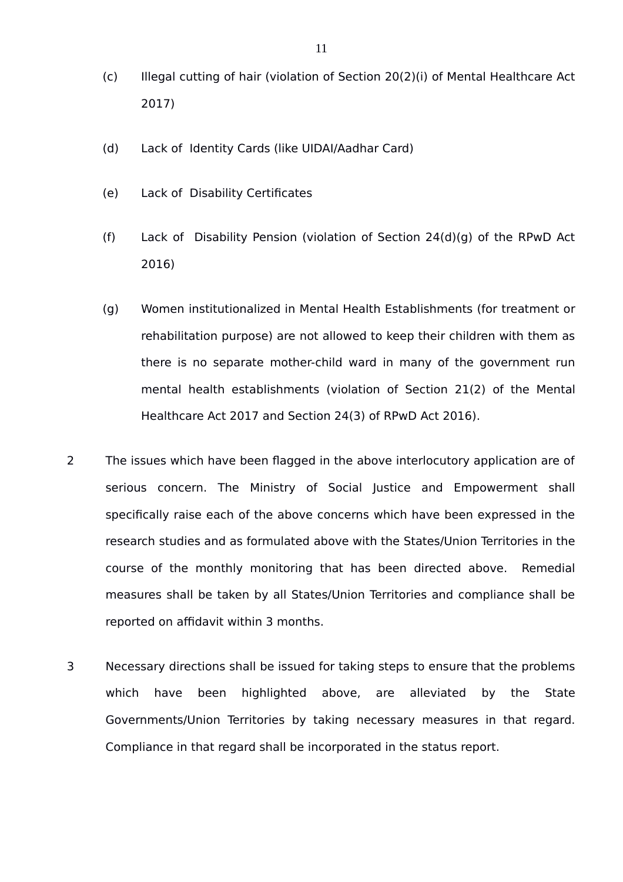(c) Illegal cutting of hair (violation of Section 20(2)(i) of Mental Healthcare Act 2017)

(d) Lack of Identity Cards (like UIDAI/Aadhar Card)

(e) Lack of Disability Certificates

(f) Lack of Disability Pension (violation of Section 24(d)(g) of the RPwD Act 2016)

(g) Women institutionalized in Mental Health Establishments (for treatment or rehabilitation purpose) are not allowed to keep their children with them as there is no separate mother-child ward in many of the government run mental health establishments (violation of Section 21(2) of the Mental Healthcare Act 2017 and Section 24(3) of RPwD Act 2016).

2 The issues which have been flagged in the above interlocutory application are of serious concern. The Ministry of Social Justice and Empowerment shall specifically raise each of the above concerns which have been expressed in the research studies and as formulated above with the States/Union Territories in the course of the monthly monitoring that has been directed above. Remedial measures shall be taken by all States/Union Territories and compliance shall be reported on affidavit within 3 months.

3 Necessary directions shall be issued for taking steps to ensure that the problems which have been highlighted above, are alleviated by the State Governments/Union Territories by taking necessary measures in that regard. Compliance in that regard shall be incorporated in the status report.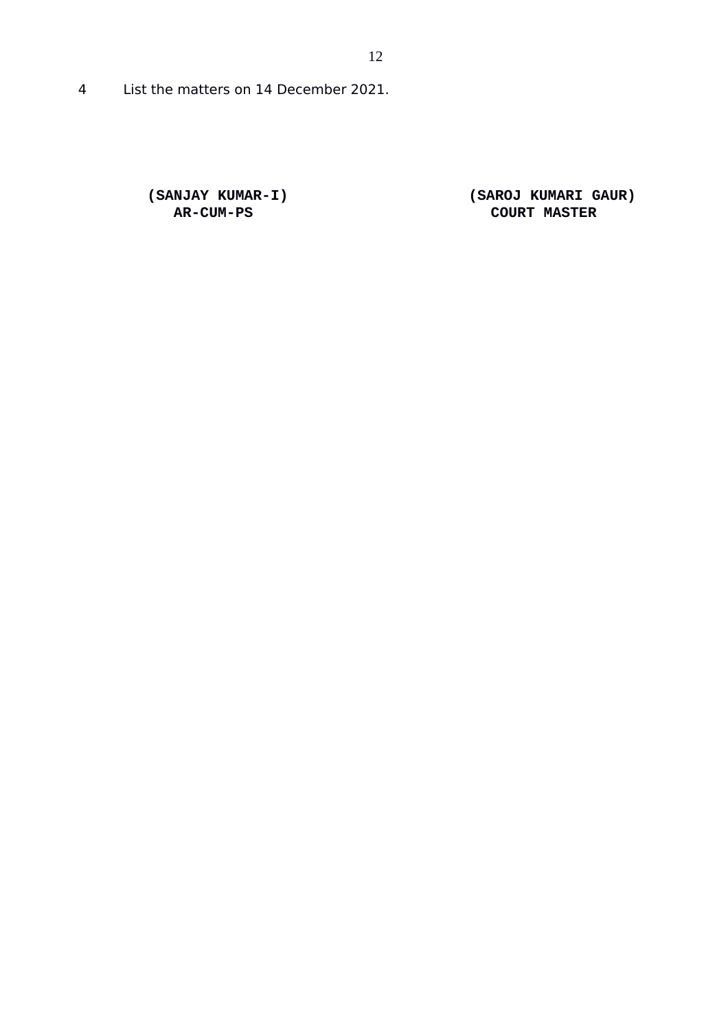4 List the matters on 14 December 2021.

| | |
|---|---|
| **(SANJAY KUMAR-I)** | **(SAROJ KUMARI GAUR)** |
| **AR-CUM-PS** | **COURT MASTER** |